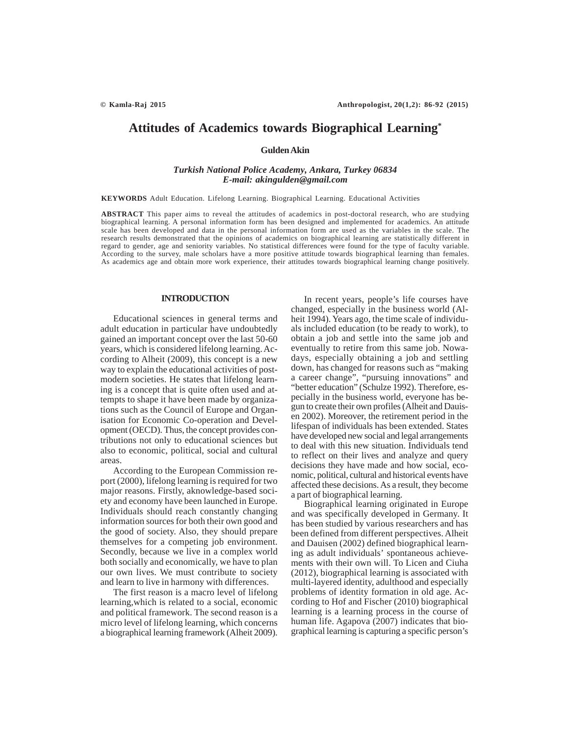# Attitudes of Academics towards Biographical Learning*

**Gulden Akin**

***Turkish National Police Academy, Ankara, Turkey 06834***
***E-mail: akingulden@gmail.com***

**KEYWORDS** Adult Education. Lifelong Learning. Biographical Learning. Educational Activities

**ABSTRACT** This paper aims to reveal the attitudes of academics in post-doctoral research, who are studying biographical learning. A personal information form has been designed and implemented for academics. An attitude scale has been developed and data in the personal information form are used as the variables in the scale. The research results demonstrated that the opinions of academics on biographical learning are statistically different in regard to gender, age and seniority variables. No statistical differences were found for the type of faculty variable. According to the survey, male scholars have a more positive attitude towards biographical learning than females. As academics age and obtain more work experience, their attitudes towards biographical learning change positively.

## INTRODUCTION

Educational sciences in general terms and adult education in particular have undoubtedly gained an important concept over the last 50-60 years, which is considered lifelong learning. According to Alheit (2009), this concept is a new way to explain the educational activities of postmodern societies. He states that lifelong learning is a concept that is quite often used and attempts to shape it have been made by organizations such as the Council of Europe and Organisation for Economic Co-operation and Development (OECD). Thus, the concept provides contributions not only to educational sciences but also to economic, political, social and cultural areas.

According to the European Commission report (2000), lifelong learning is required for two major reasons. Firstly, aknowledge-based society and economy have been launched in Europe. Individuals should reach constantly changing information sources for both their own good and the good of society. Also, they should prepare themselves for a competing job environment. Secondly, because we live in a complex world both socially and economically, we have to plan our own lives. We must contribute to society and learn to live in harmony with differences.

The first reason is a macro level of lifelong learning,which is related to a social, economic and political framework. The second reason is a micro level of lifelong learning, which concerns a biographical learning framework (Alheit 2009).

In recent years, people's life courses have changed, especially in the business world (Alheit 1994). Years ago, the time scale of individuals included education (to be ready to work), to obtain a job and settle into the same job and eventually to retire from this same job. Nowadays, especially obtaining a job and settling down, has changed for reasons such as "making a career change", "pursuing innovations" and "better education" (Schulze 1992). Therefore, especially in the business world, everyone has begun to create their own profiles (Alheit and Dauisen 2002). Moreover, the retirement period in the lifespan of individuals has been extended. States have developed new social and legal arrangements to deal with this new situation. Individuals tend to reflect on their lives and analyze and query decisions they have made and how social, economic, political, cultural and historical events have affected these decisions. As a result, they become a part of biographical learning.

Biographical learning originated in Europe and was specifically developed in Germany. It has been studied by various researchers and has been defined from different perspectives. Alheit and Dauisen (2002) defined biographical learning as adult individuals' spontaneous achievements with their own will. To Licen and Ciuha (2012), biographical learning is associated with multi-layered identity, adulthood and especially problems of identity formation in old age. According to Hof and Fischer (2010) biographical learning is a learning process in the course of human life. Agapova (2007) indicates that biographical learning is capturing a specific person's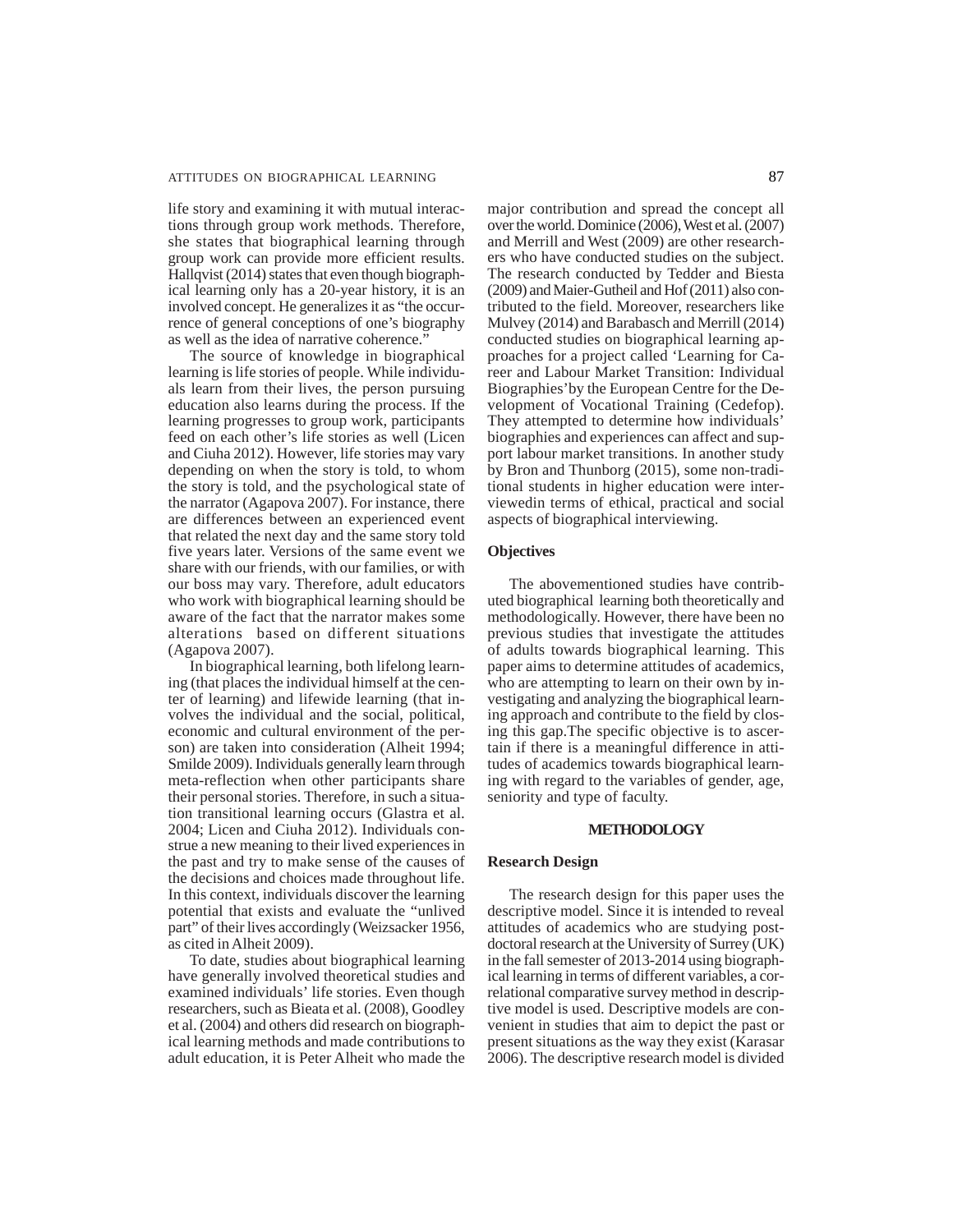life story and examining it with mutual interactions through group work methods. Therefore, she states that biographical learning through group work can provide more efficient results. Hallqvist (2014) states that even though biographical learning only has a 20-year history, it is an involved concept. He generalizes it as "the occurrence of general conceptions of one's biography as well as the idea of narrative coherence."

The source of knowledge in biographical learning is life stories of people. While individuals learn from their lives, the person pursuing education also learns during the process. If the learning progresses to group work, participants feed on each other's life stories as well (Licen and Ciuha 2012). However, life stories may vary depending on when the story is told, to whom the story is told, and the psychological state of the narrator (Agapova 2007). For instance, there are differences between an experienced event that related the next day and the same story told five years later. Versions of the same event we share with our friends, with our families, or with our boss may vary. Therefore, adult educators who work with biographical learning should be aware of the fact that the narrator makes some alterations based on different situations (Agapova 2007).

In biographical learning, both lifelong learning (that places the individual himself at the center of learning) and lifewide learning (that involves the individual and the social, political, economic and cultural environment of the person) are taken into consideration (Alheit 1994; Smilde 2009). Individuals generally learn through meta-reflection when other participants share their personal stories. Therefore, in such a situation transitional learning occurs (Glastra et al. 2004; Licen and Ciuha 2012). Individuals construe a new meaning to their lived experiences in the past and try to make sense of the causes of the decisions and choices made throughout life. In this context, individuals discover the learning potential that exists and evaluate the "unlived part" of their lives accordingly (Weizsacker 1956, as cited in Alheit 2009).

To date, studies about biographical learning have generally involved theoretical studies and examined individuals' life stories. Even though researchers, such as Bieata et al. (2008), Goodley et al. (2004) and others did research on biographical learning methods and made contributions to adult education, it is Peter Alheit who made the major contribution and spread the concept all over the world. Dominice (2006), West et al. (2007) and Merrill and West (2009) are other researchers who have conducted studies on the subject. The research conducted by Tedder and Biesta (2009) and Maier-Gutheil and Hof (2011) also contributed to the field. Moreover, researchers like Mulvey (2014) and Barabasch and Merrill (2014) conducted studies on biographical learning approaches for a project called 'Learning for Career and Labour Market Transition: Individual Biographies' by the European Centre for the Development of Vocational Training (Cedefop). They attempted to determine how individuals' biographies and experiences can affect and support labour market transitions. In another study by Bron and Thunborg (2015), some non-traditional students in higher education were interviewedin terms of ethical, practical and social aspects of biographical interviewing.

### Objectives

The abovementioned studies have contributed biographical learning both theoretically and methodologically. However, there have been no previous studies that investigate the attitudes of adults towards biographical learning. This paper aims to determine attitudes of academics, who are attempting to learn on their own by investigating and analyzing the biographical learning approach and contribute to the field by closing this gap.The specific objective is to ascertain if there is a meaningful difference in attitudes of academics towards biographical learning with regard to the variables of gender, age, seniority and type of faculty.

## METHODOLOGY

### Research Design

The research design for this paper uses the descriptive model. Since it is intended to reveal attitudes of academics who are studying postdoctoral research at the University of Surrey (UK) in the fall semester of 2013-2014 using biographical learning in terms of different variables, a correlational comparative survey method in descriptive model is used. Descriptive models are convenient in studies that aim to depict the past or present situations as the way they exist (Karasar 2006). The descriptive research model is divided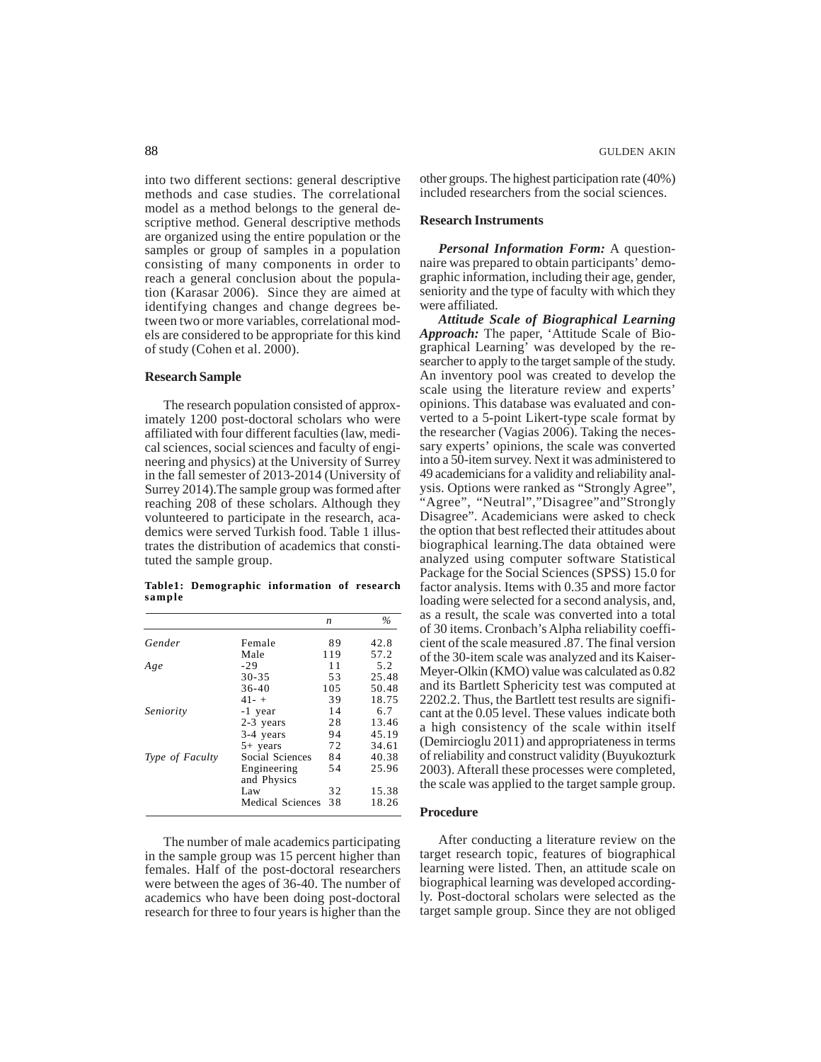into two different sections: general descriptive methods and case studies. The correlational model as a method belongs to the general descriptive method. General descriptive methods are organized using the entire population or the samples or group of samples in a population consisting of many components in order to reach a general conclusion about the population (Karasar 2006). Since they are aimed at identifying changes and change degrees between two or more variables, correlational models are considered to be appropriate for this kind of study (Cohen et al. 2000).

### Research Sample

The research population consisted of approximately 1200 post-doctoral scholars who were affiliated with four different faculties (law, medical sciences, social sciences and faculty of engineering and physics) at the University of Surrey in the fall semester of 2013-2014 (University of Surrey 2014).The sample group was formed after reaching 208 of these scholars. Although they volunteered to participate in the research, academics were served Turkish food. Table 1 illustrates the distribution of academics that constituted the sample group.

**Table1: Demographic information of research sample**

| | | *n* | *%* |
|---|---|---|---|
| *Gender* | Female | 89 | 42.8 |
| | Male | 119 | 57.2 |
| *Age* | -29 | 11 | 5.2 |
| | 30-35 | 53 | 25.48 |
| | 36-40 | 105 | 50.48 |
| | 41- + | 39 | 18.75 |
| *Seniority* | -1 year | 14 | 6.7 |
| | 2-3 years | 28 | 13.46 |
| | 3-4 years | 94 | 45.19 |
| | 5+ years | 72 | 34.61 |
| *Type of Faculty* | Social Sciences | 84 | 40.38 |
| | Engineering and Physics | 54 | 25.96 |
| | Law | 32 | 15.38 |
| | Medical Sciences | 38 | 18.26 |

The number of male academics participating in the sample group was 15 percent higher than females. Half of the post-doctoral researchers were between the ages of 36-40. The number of academics who have been doing post-doctoral research for three to four years is higher than the other groups. The highest participation rate (40%) included researchers from the social sciences.

### Research Instruments

***Personal Information Form:*** A questionnaire was prepared to obtain participants' demographic information, including their age, gender, seniority and the type of faculty with which they were affiliated.

***Attitude Scale of Biographical Learning Approach:*** The paper, 'Attitude Scale of Biographical Learning' was developed by the researcher to apply to the target sample of the study. An inventory pool was created to develop the scale using the literature review and experts' opinions. This database was evaluated and converted to a 5-point Likert-type scale format by the researcher (Vagias 2006). Taking the necessary experts' opinions, the scale was converted into a 50-item survey. Next it was administered to 49 academicians for a validity and reliability analysis. Options were ranked as "Strongly Agree", "Agree", "Neutral","Disagree"and"Strongly Disagree". Academicians were asked to check the option that best reflected their attitudes about biographical learning.The data obtained were analyzed using computer software Statistical Package for the Social Sciences (SPSS) 15.0 for factor analysis. Items with 0.35 and more factor loading were selected for a second analysis, and, as a result, the scale was converted into a total of 30 items. Cronbach's Alpha reliability coefficient of the scale measured .87. The final version of the 30-item scale was analyzed and its Kaiser-Meyer-Olkin (KMO) value was calculated as 0.82 and its Bartlett Sphericity test was computed at 2202.2. Thus, the Bartlett test results are significant at the 0.05 level. These values indicate both a high consistency of the scale within itself (Demircioglu 2011) and appropriateness in terms of reliability and construct validity (Buyukozturk 2003). Afterall these processes were completed, the scale was applied to the target sample group.

### Procedure

After conducting a literature review on the target research topic, features of biographical learning were listed. Then, an attitude scale on biographical learning was developed accordingly. Post-doctoral scholars were selected as the target sample group. Since they are not obliged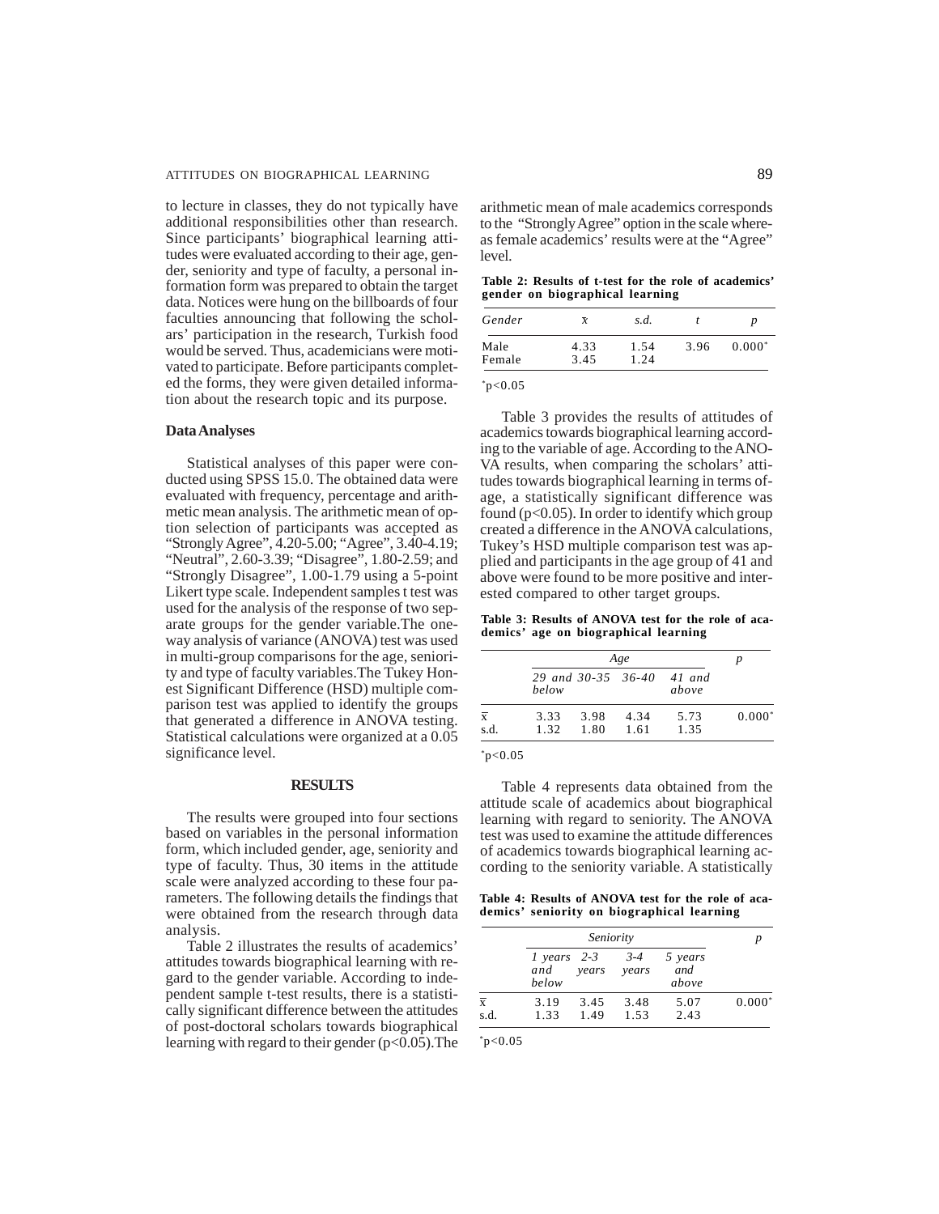to lecture in classes, they do not typically have additional responsibilities other than research. Since participants' biographical learning attitudes were evaluated according to their age, gender, seniority and type of faculty, a personal information form was prepared to obtain the target data. Notices were hung on the billboards of four faculties announcing that following the scholars' participation in the research, Turkish food would be served. Thus, academicians were motivated to participate. Before participants completed the forms, they were given detailed information about the research topic and its purpose.

### Data Analyses

Statistical analyses of this paper were conducted using SPSS 15.0. The obtained data were evaluated with frequency, percentage and arithmetic mean analysis. The arithmetic mean of option selection of participants was accepted as "Strongly Agree", 4.20-5.00; "Agree", 3.40-4.19; "Neutral", 2.60-3.39; "Disagree", 1.80-2.59; and "Strongly Disagree", 1.00-1.79 using a 5-point Likert type scale. Independent samples t test was used for the analysis of the response of two separate groups for the gender variable.The one-way analysis of variance (ANOVA) test was used in multi-group comparisons for the age, seniority and type of faculty variables.The Tukey Honest Significant Difference (HSD) multiple comparison test was applied to identify the groups that generated a difference in ANOVA testing. Statistical calculations were organized at a 0.05 significance level.

## RESULTS

The results were grouped into four sections based on variables in the personal information form, which included gender, age, seniority and type of faculty. Thus, 30 items in the attitude scale were analyzed according to these four parameters. The following details the findings that were obtained from the research through data analysis.

Table 2 illustrates the results of academics' attitudes towards biographical learning with regard to the gender variable. According to independent sample t-test results, there is a statistically significant difference between the attitudes of post-doctoral scholars towards biographical learning with regard to their gender ($p<0.05$).The arithmetic mean of male academics corresponds to the "Strongly Agree" option in the scale whereas female academics' results were at the "Agree" level.

**Table 2: Results of t-test for the role of academics' gender on biographical learning**

| *Gender* | $\bar{x}$ | *s.d.* | *t* | *p* |
|---|---|---|---|---|
| Male | 4.33 | 1.54 | 3.96 | 0.000* |
| Female | 3.45 | 1.24 | | |

*p<0.05

Table 3 provides the results of attitudes of academics towards biographical learning according to the variable of age. According to the ANOVA results, when comparing the scholars' attitudes towards biographical learning in terms ofage, a statistically significant difference was found ($p<0.05$). In order to identify which group created a difference in the ANOVA calculations, Tukey's HSD multiple comparison test was applied and participants in the age group of 41 and above were found to be more positive and interested compared to other target groups.

**Table 3: Results of ANOVA test for the role of academics' age on biographical learning**

| | *Age* | | | | *p* |
|---|---|---|---|---|---|
| | *29 and below* | *30-35* | *36-40* | *41 and above* | |
| $\bar{x}$ | 3.33 | 3.98 | 4.34 | 5.73 | 0.000* |
| s.d. | 1.32 | 1.80 | 1.61 | 1.35 | |

*p<0.05

Table 4 represents data obtained from the attitude scale of academics about biographical learning with regard to seniority. The ANOVA test was used to examine the attitude differences of academics towards biographical learning according to the seniority variable. A statistically

**Table 4: Results of ANOVA test for the role of academics' seniority on biographical learning**

| | *Seniority* | | | | *p* |
|---|---|---|---|---|---|
| | *1 years and below* | *2-3 years* | *3-4 years* | *5 years and above* | |
| $\bar{x}$ | 3.19 | 3.45 | 3.48 | 5.07 | 0.000* |
| s.d. | 1.33 | 1.49 | 1.53 | 2.43 | |

*p<0.05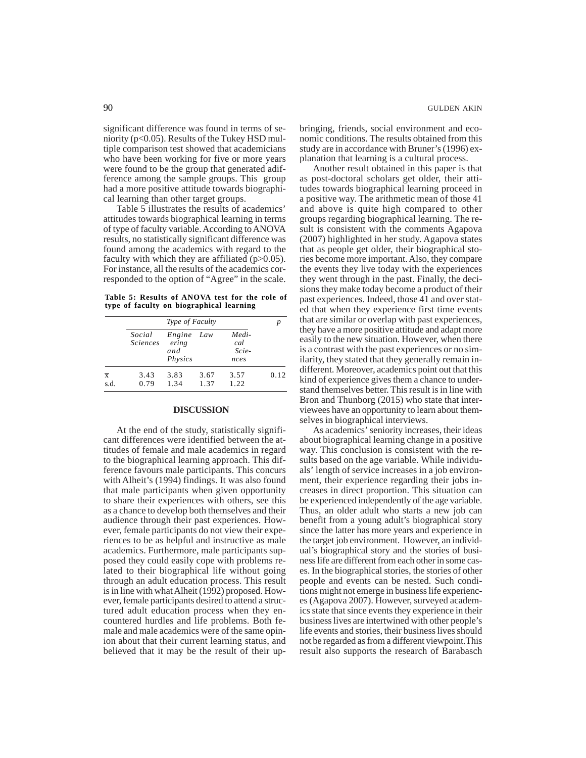significant difference was found in terms of seniority (p<0.05). Results of the Tukey HSD multiple comparison test showed that academicians who have been working for five or more years were found to be the group that generated adifference among the sample groups. This group had a more positive attitude towards biographical learning than other target groups.

Table 5 illustrates the results of academics' attitudes towards biographical learning in terms of type of faculty variable. According to ANOVA results, no statistically significant difference was found among the academics with regard to the faculty with which they are affiliated (p>0.05). For instance, all the results of the academics corresponded to the option of "Agree" in the scale.

**Table 5: Results of ANOVA test for the role of type of faculty on biographical learning**

| | *Type of Faculty* | | | | *p* |
|---|---|---|---|---|---|
| | *Social Sciences* | *Engineering and Physics* | *Law* | *Medical Sciences* | |
| $\bar{x}$ | 3.43 | 3.83 | 3.67 | 3.57 | 0.12 |
| s.d. | 0.79 | 1.34 | 1.37 | 1.22 | |

## DISCUSSION

At the end of the study, statistically significant differences were identified between the attitudes of female and male academics in regard to the biographical learning approach. This difference favours male participants. This concurs with Alheit's (1994) findings. It was also found that male participants when given opportunity to share their experiences with others, see this as a chance to develop both themselves and their audience through their past experiences. However, female participants do not view their experiences to be as helpful and instructive as male academics. Furthermore, male participants supposed they could easily cope with problems related to their biographical life without going through an adult education process. This result is in line with what Alheit (1992) proposed. However, female participants desired to attend a structured adult education process when they encountered hurdles and life problems. Both female and male academics were of the same opinion about that their current learning status, and believed that it may be the result of their upbringing, friends, social environment and economic conditions. The results obtained from this study are in accordance with Bruner's (1996) explanation that learning is a cultural process.

Another result obtained in this paper is that as post-doctoral scholars get older, their attitudes towards biographical learning proceed in a positive way. The arithmetic mean of those 41 and above is quite high compared to other groups regarding biographical learning. The result is consistent with the comments Agapova (2007) highlighted in her study. Agapova states that as people get older, their biographical stories become more important. Also, they compare the events they live today with the experiences they went through in the past. Finally, the decisions they make today become a product of their past experiences. Indeed, those 41 and over stated that when they experience first time events that are similar or overlap with past experiences, they have a more positive attitude and adapt more easily to the new situation. However, when there is a contrast with the past experiences or no similarity, they stated that they generally remain indifferent. Moreover, academics point out that this kind of experience gives them a chance to understand themselves better. This result is in line with Bron and Thunborg (2015) who state that interviewees have an opportunity to learn about themselves in biographical interviews.

As academics' seniority increases, their ideas about biographical learning change in a positive way. This conclusion is consistent with the results based on the age variable. While individuals' length of service increases in a job environment, their experience regarding their jobs increases in direct proportion. This situation can be experienced independently of the age variable. Thus, an older adult who starts a new job can benefit from a young adult's biographical story since the latter has more years and experience in the target job environment. However, an individual's biographical story and the stories of business life are different from each other in some cases. In the biographical stories, the stories of other people and events can be nested. Such conditions might not emerge in business life experiences (Agapova 2007). However, surveyed academics state that since events they experience in their business lives are intertwined with other people's life events and stories, their business lives should not be regarded as from a different viewpoint.This result also supports the research of Barabasch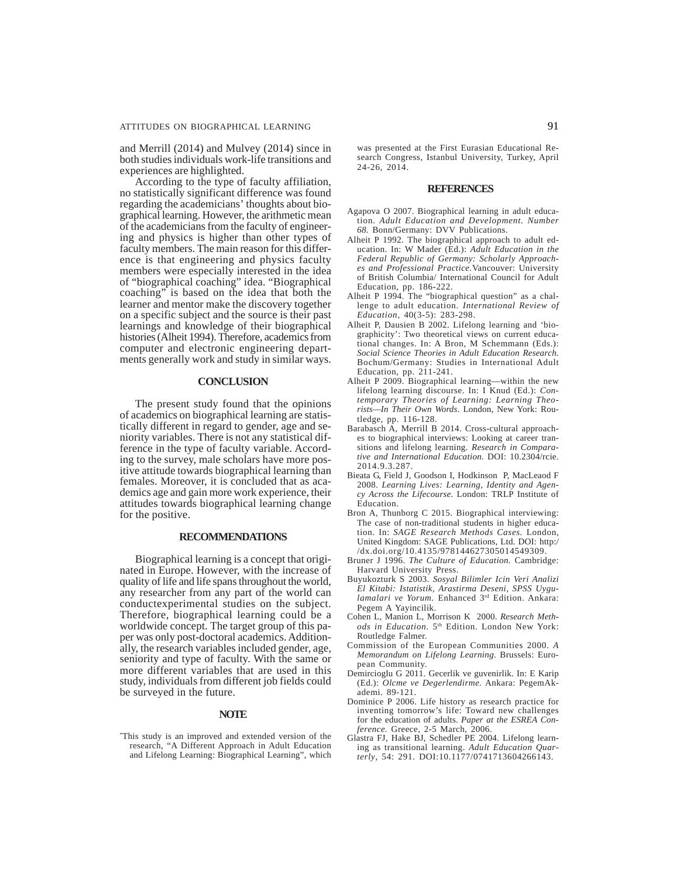and Merrill (2014) and Mulvey (2014) since in both studies individuals work-life transitions and experiences are highlighted.

According to the type of faculty affiliation, no statistically significant difference was found regarding the academicians' thoughts about biographical learning. However, the arithmetic mean of the academicians from the faculty of engineering and physics is higher than other types of faculty members. The main reason for this difference is that engineering and physics faculty members were especially interested in the idea of "biographical coaching" idea. "Biographical coaching" is based on the idea that both the learner and mentor make the discovery together on a specific subject and the source is their past learnings and knowledge of their biographical histories (Alheit 1994). Therefore, academics from computer and electronic engineering departments generally work and study in similar ways.

## CONCLUSION

The present study found that the opinions of academics on biographical learning are statistically different in regard to gender, age and seniority variables. There is not any statistical difference in the type of faculty variable. According to the survey, male scholars have more positive attitude towards biographical learning than females. Moreover, it is concluded that as academics age and gain more work experience, their attitudes towards biographical learning change for the positive.

## RECOMMENDATIONS

Biographical learning is a concept that originated in Europe. However, with the increase of quality of life and life spans throughout the world, any researcher from any part of the world can conductexperimental studies on the subject. Therefore, biographical learning could be a worldwide concept. The target group of this paper was only post-doctoral academics. Additionally, the research variables included gender, age, seniority and type of faculty. With the same or more different variables that are used in this study, individuals from different job fields could be surveyed in the future.

## NOTE

*This study is an improved and extended version of the research, "A Different Approach in Adult Education and Lifelong Learning: Biographical Learning", which was presented at the First Eurasian Educational Research Congress, Istanbul University, Turkey, April 24-26, 2014.

## REFERENCES

Agapova O 2007. Biographical learning in adult education. *Adult Education and Development. Number 68.* Bonn/Germany: DVV Publications.

Alheit P 1992. The biographical approach to adult education. In: W Mader (Ed.): *Adult Education in the Federal Republic of Germany: Scholarly Approaches and Professional Practice.*Vancouver: University of British Columbia/ International Council for Adult Education, pp. 186-222.

Alheit P 1994. The "biographical question" as a challenge to adult education. *International Review of Education*, 40(3-5): 283-298.

Alheit P, Dausien B 2002. Lifelong learning and 'biographicity': Two theoretical views on current educational changes. In: A Bron, M Schemmann (Eds.): *Social Science Theories in Adult Education Research.* Bochum/Germany: Studies in International Adult Education, pp. 211-241.

Alheit P 2009. Biographical learning—within the new lifelong learning discourse. In: I Knud (Ed.): *Contemporary Theories of Learning: Learning Theorists—In Their Own Words*. London, New York: Routledge, pp. 116-128.

Barabasch A, Merrill B 2014. Cross-cultural approaches to biographical interviews: Looking at career transitions and lifelong learning. *Research in Comparative and International Education.* DOI: 10.2304/rcie. 2014.9.3.287.

Bieata G, Field J, Goodson I, Hodkinson P, MacLeaod F 2008. *Learning Lives: Learning, Identity and Agency Across the Lifecourse.* London: TRLP Institute of Education.

Bron A, Thunborg C 2015. Biographical interviewing: The case of non-traditional students in higher education. In: *SAGE Research Methods Cases*. London, United Kingdom: SAGE Publications, Ltd. DOI: http:/ /dx.doi.org/10.4135/978144627305014549309.

Bruner J 1996. *The Culture of Education.* Cambridge: Harvard University Press.

Buyukozturk S 2003. *Sosyal Bilimler Icin Veri Analizi El Kitabi: Istatistik, Arastirma Deseni, SPSS Uygulamalari ve Yorum.* Enhanced 3rd Edition. Ankara: Pegem A Yayincilik.

Cohen L, Manion L, Morrison K 2000. *Research Methods in Education.* 5th Edition. London New York: Routledge Falmer.

Commission of the European Communities 2000. *A Memorandum on Lifelong Learning.* Brussels: European Community.

Demircioglu G 2011. Gecerlik ve guvenirlik. In: E Karip (Ed.): *Olcme ve Degerlendirme.* Ankara: PegemAkademi. 89-121.

Dominice P 2006. Life history as research practice for inventing tomorrow's life: Toward new challenges for the education of adults. *Paper at the ESREA Conference.* Greece, 2-5 March, 2006.

Glastra FJ, Hake BJ, Schedler PE 2004. Lifelong learning as transitional learning. *Adult Education Quarterly*, 54: 291. DOI:10.1177/0741713604266143.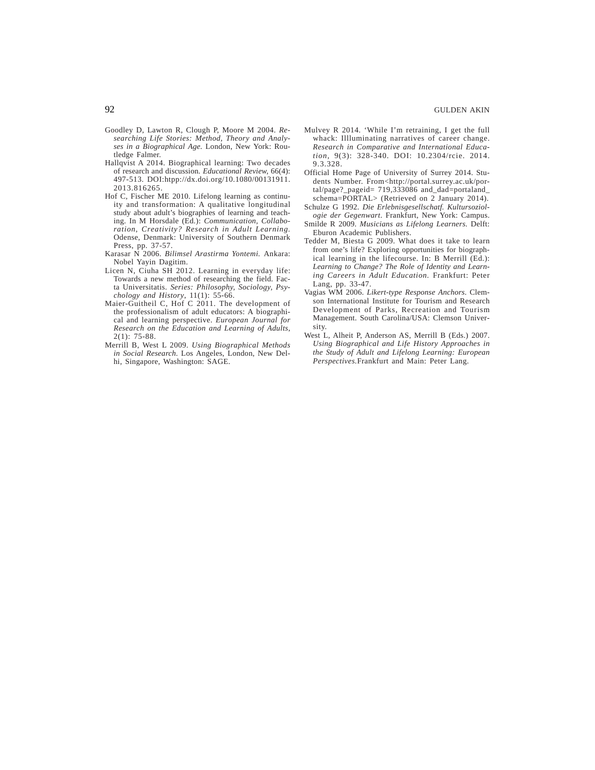Goodley D, Lawton R, Clough P, Moore M 2004. *Researching Life Stories: Method, Theory and Analyses in a Biographical Age.* London, New York: Routledge Falmer.

Hallqvist A 2014. Biographical learning: Two decades of research and discussion. *Educational Review,* 66(4): 497-513. DOI:htpp://dx.doi.org/10.1080/00131911.2013.816265.

Hof C, Fischer ME 2010. Lifelong learning as continuity and transformation: A qualitative longitudinal study about adult's biographies of learning and teaching. In M Horsdale (Ed.): *Communication, Collaboration, Creativity? Research in Adult Learning.* Odense, Denmark: University of Southern Denmark Press, pp. 37-57.

Karasar N 2006. *Bilimsel Arastirma Yontemi.* Ankara: Nobel Yayin Dagitim.

Licen N, Ciuha SH 2012. Learning in everyday life: Towards a new method of researching the field. Facta Universitatis. *Series: Philosophy, Sociology, Psychology and History,* 11(1): 55-66.

Maier-Guitheil C, Hof C 2011. The development of the professionalism of adult educators: A biographical and learning perspective. *European Journal for Research on the Education and Learning of Adults,* 2(1): 75-88.

Merrill B, West L 2009. *Using Biographical Methods in Social Research.* Los Angeles, London, New Delhi, Singapore, Washington: SAGE.

Mulvey R 2014. 'While I'm retraining, I get the full whack: Illluminating narratives of career change. *Research in Comparative and International Education,* 9(3): 328-340. DOI: 10.2304/rcie. 2014.9.3.328.

Official Home Page of University of Surrey 2014. Students Number. From<http://portal.surrey.ac.uk/portal/page?_pageid= 719,333086 and_dad=portaland_schema=PORTAL> (Retrieved on 2 January 2014).

Schulze G 1992. *Die Erlebnisgesellschatf. Kultursoziologie der Gegenwart.* Frankfurt, New York: Campus.

Smilde R 2009. *Musicians as Lifelong Learners.* Delft: Eburon Academic Publishers.

Tedder M, Biesta G 2009. What does it take to learn from one's life? Exploring opportunities for biographical learning in the lifecourse. In: B Merrill (Ed.): *Learning to Change? The Role of Identity and Learning Careers in Adult Education.* Frankfurt: Peter Lang, pp. 33-47.

Vagias WM 2006. *Likert-type Response Anchors.* Clemson International Institute for Tourism and Research Development of Parks, Recreation and Tourism Management. South Carolina/USA: Clemson University.

West L, Alheit P, Anderson AS, Merrill B (Eds.) 2007. *Using Biographical and Life History Approaches in the Study of Adult and Lifelong Learning: European Perspectives.*Frankfurt and Main: Peter Lang.